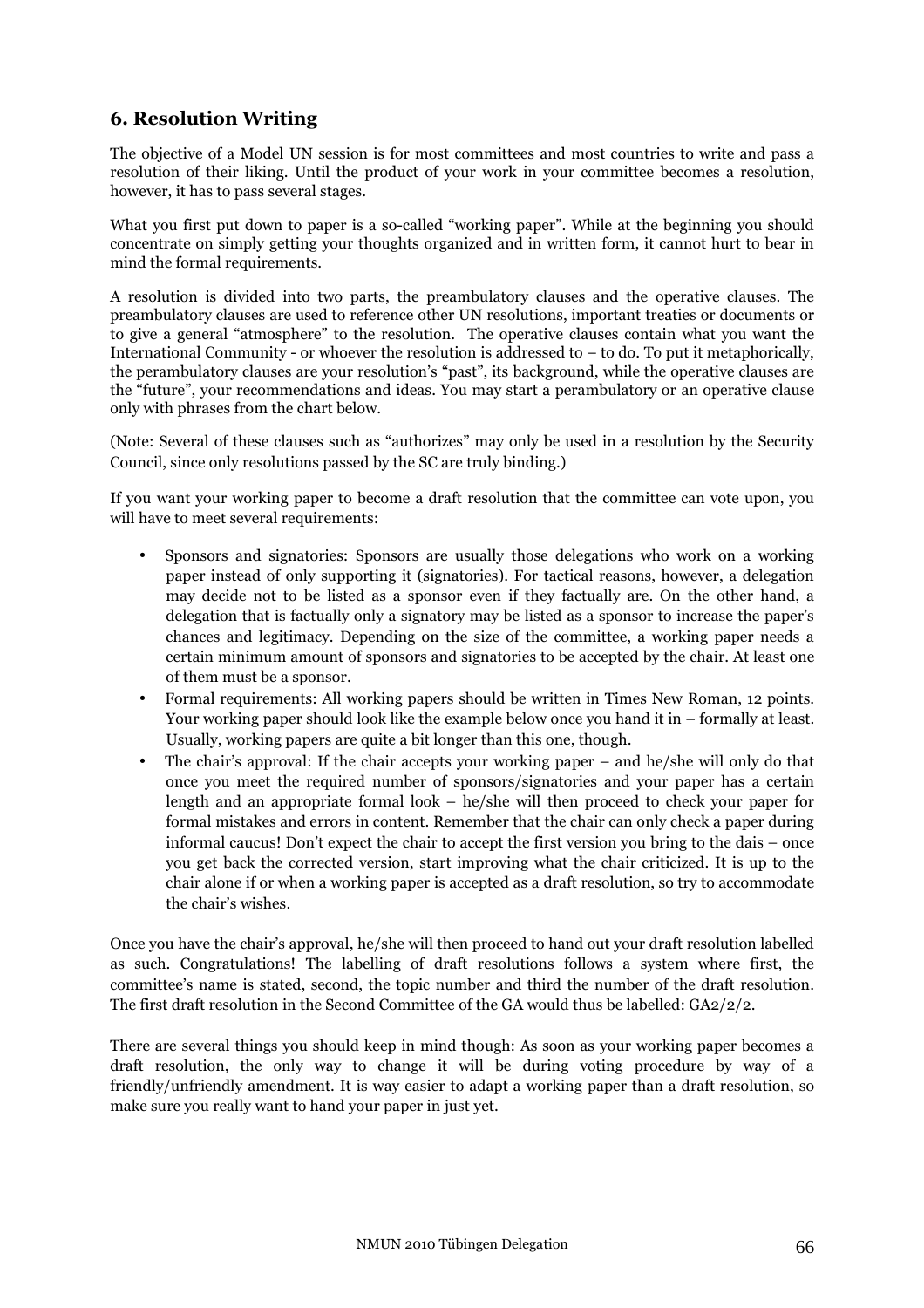## 6. Resolution Writing

The objective of a Model UN session is for most committees and most countries to write and pass a resolution of their liking. Until the product of your work in your committee becomes a resolution, however, it has to pass several stages.

What you first put down to paper is a so-called “working paper”. While at the beginning you should concentrate on simply getting your thoughts organized and in written form, it cannot hurt to bear in mind the formal requirements.

A resolution is divided into two parts, the preambulatory clauses and the operative clauses. The preambulatory clauses are used to reference other UN resolutions, important treaties or documents or to give a general “atmosphere” to the resolution. The operative clauses contain what you want the International Community - or whoever the resolution is addressed to – to do. To put it metaphorically, the perambulatory clauses are your resolution’s “past”, its background, while the operative clauses are the “future”, your recommendations and ideas. You may start a perambulatory or an operative clause only with phrases from the chart below.

(Note: Several of these clauses such as “authorizes” may only be used in a resolution by the Security Council, since only resolutions passed by the SC are truly binding.)

If you want your working paper to become a draft resolution that the committee can vote upon, you will have to meet several requirements:

- Sponsors and signatories: Sponsors are usually those delegations who work on a working paper instead of only supporting it (signatories). For tactical reasons, however, a delegation may decide not to be listed as a sponsor even if they factually are. On the other hand, a delegation that is factually only a signatory may be listed as a sponsor to increase the paper’s chances and legitimacy. Depending on the size of the committee, a working paper needs a certain minimum amount of sponsors and signatories to be accepted by the chair. At least one of them must be a sponsor.
- Formal requirements: All working papers should be written in Times New Roman, 12 points. Your working paper should look like the example below once you hand it in – formally at least. Usually, working papers are quite a bit longer than this one, though.
- The chair’s approval: If the chair accepts your working paper – and he/she will only do that once you meet the required number of sponsors/signatories and your paper has a certain length and an appropriate formal look – he/she will then proceed to check your paper for formal mistakes and errors in content. Remember that the chair can only check a paper during informal caucus! Don’t expect the chair to accept the first version you bring to the dais – once you get back the corrected version, start improving what the chair criticized. It is up to the chair alone if or when a working paper is accepted as a draft resolution, so try to accommodate the chair’s wishes.

Once you have the chair’s approval, he/she will then proceed to hand out your draft resolution labelled as such. Congratulations! The labelling of draft resolutions follows a system where first, the committee’s name is stated, second, the topic number and third the number of the draft resolution. The first draft resolution in the Second Committee of the GA would thus be labelled: GA2/2/2.

There are several things you should keep in mind though: As soon as your working paper becomes a draft resolution, the only way to change it will be during voting procedure by way of a friendly/unfriendly amendment. It is way easier to adapt a working paper than a draft resolution, so make sure you really want to hand your paper in just yet.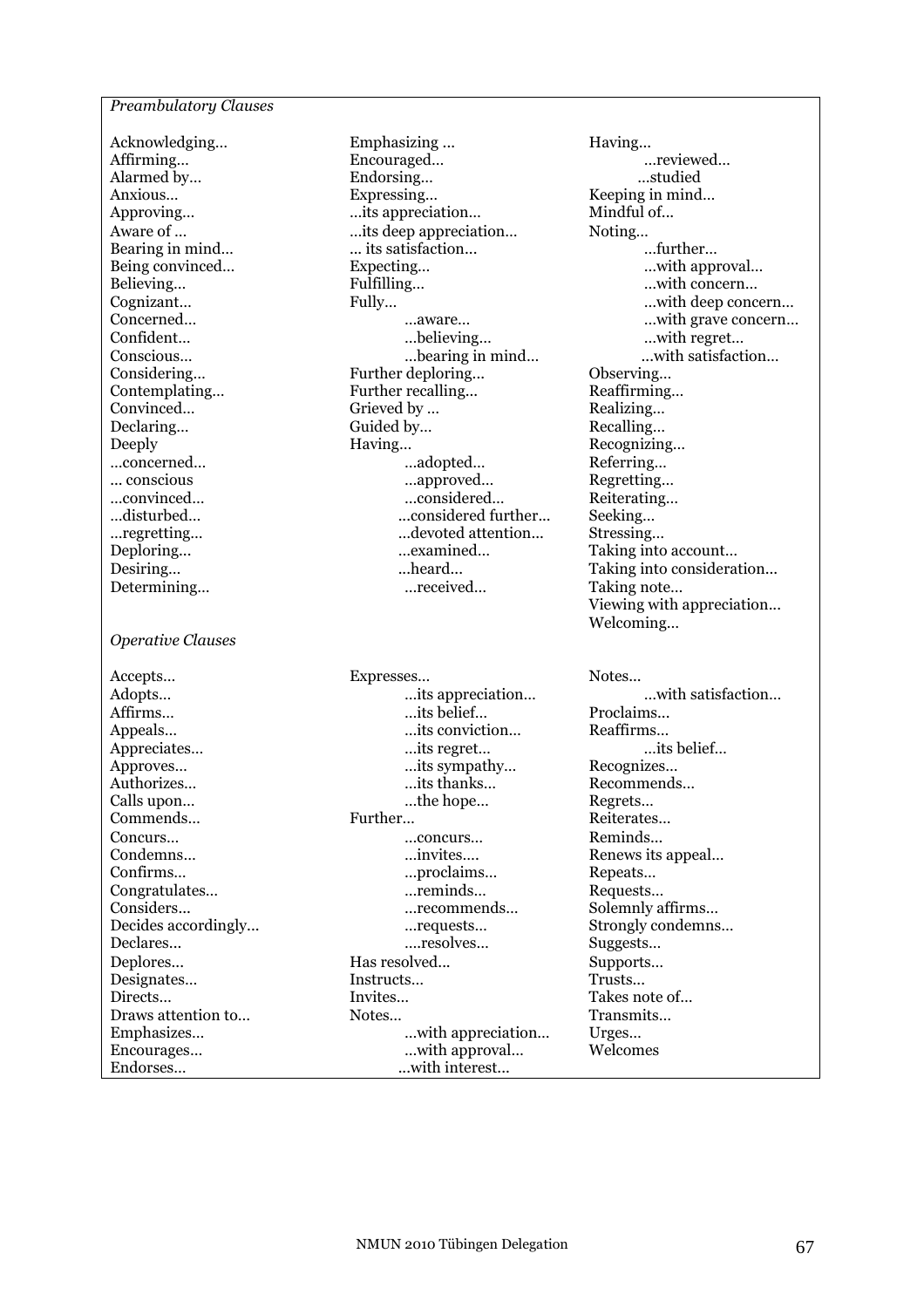*Preambulatory Clauses*

Acknowledging…
Affirming…
Alarmed by…
Anxious…
Approving…
Aware of …
Bearing in mind…
Being convinced…
Believing…
Cognizant…
Concerned…
Confident…
Conscious…
Considering…
Contemplating…
Convinced…
Declaring…
Deeply
…concerned…
… conscious
…convinced…
…disturbed…
…regretting…
Deploring…
Desiring…
Determining…
Emphasizing …
Encouraged…
Endorsing…
Expressing…
…its appreciation…
…its deep appreciation…
… its satisfaction…
Expecting…
Fulfilling…
Fully…
…aware…
…believing…
…bearing in mind…
Further deploring…
Further recalling…
Grieved by …
Guided by…
Having…
…adopted…
…approved…
…considered…
…considered further…
…devoted attention…
…examined…
…heard…
…received…
Having…
…reviewed…
…studied
Keeping in mind…
Mindful of…
Noting…
…further…
…with approval…
…with concern…
…with deep concern…
…with grave concern…
…with regret…
…with satisfaction…
Observing…
Reaffirming…
Realizing…
Recalling…
Recognizing…
Referring…
Regretting…
Reiterating…
Seeking…
Stressing…
Taking into account…
Taking into consideration…
Taking note…
Viewing with appreciation…
Welcoming…

*Operative Clauses*

Accepts…
Adopts…
Affirms…
Appeals…
Appreciates…
Approves…
Authorizes…
Calls upon…
Commends…
Concurs…
Condemns…
Confirms…
Congratulates…
Considers…
Decides accordingly…
Declares…
Deplores…
Designates…
Directs…
Draws attention to…
Emphasizes…
Encourages…
Endorses…
Expresses…
…its appreciation…
…its belief…
…its conviction…
…its regret…
…its sympathy…
…its thanks…
…the hope…
Further…
…concurs…
…invites….
…proclaims…
…reminds…
…recommends…
…requests…
….resolves…
Has resolved…
Instructs…
Invites…
Notes…
…with appreciation…
…with approval…
…with interest…
Notes…
…with satisfaction…
Proclaims…
Reaffirms…
…its belief…
Recognizes…
Recommends…
Regrets…
Reiterates…
Reminds…
Renews its appeal…
Repeats…
Requests…
Solemnly affirms…
Strongly condemns…
Suggests…
Supports…
Trusts…
Takes note of…
Transmits…
Urges…
Welcomes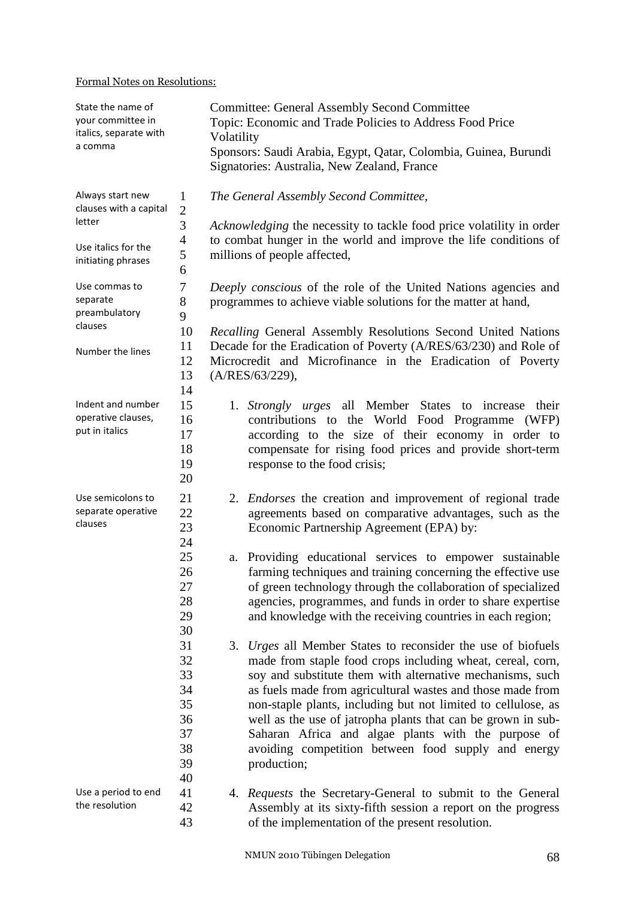Formal Notes on Resolutions:

State the name of your committee in italics, separate with a comma

Committee: General Assembly Second Committee
Topic: Economic and Trade Policies to Address Food Price Volatility
Sponsors: Saudi Arabia, Egypt, Qatar, Colombia, Guinea, Burundi
Signatories: Australia, New Zealand, France

Always start new clauses with a capital letter

Use italics for the initiating phrases

Use commas to separate preambulatory clauses

Number the lines

Indent and number operative clauses, put in italics

Use semicolons to separate operative clauses

Use a period to end the resolution

1 *The General Assembly Second Committee,*
2
3 *Acknowledging* the necessity to tackle food price volatility in order
4 to combat hunger in the world and improve the life conditions of
5 millions of people affected,
6
7 *Deeply conscious* of the role of the United Nations agencies and
8 programmes to achieve viable solutions for the matter at hand,
9
10 *Recalling* General Assembly Resolutions Second United Nations
11 Decade for the Eradication of Poverty (A/RES/63/230) and Role of
12 Microcredit and Microfinance in the Eradication of Poverty
13 (A/RES/63/229),
14
15 1. *Strongly urges* all Member States to increase their
16 contributions to the World Food Programme (WFP)
17 according to the size of their economy in order to
18 compensate for rising food prices and provide short-term
19 response to the food crisis;
20
21 2. *Endorses* the creation and improvement of regional trade
22 agreements based on comparative advantages, such as the
23 Economic Partnership Agreement (EPA) by:
24
25 a. Providing educational services to empower sustainable
26 farming techniques and training concerning the effective use
27 of green technology through the collaboration of specialized
28 agencies, programmes, and funds in order to share expertise
29 and knowledge with the receiving countries in each region;
30
31 3. *Urges* all Member States to reconsider the use of biofuels
32 made from staple food crops including wheat, cereal, corn,
33 soy and substitute them with alternative mechanisms, such
34 as fuels made from agricultural wastes and those made from
35 non-staple plants, including but not limited to cellulose, as
36 well as the use of jatropha plants that can be grown in sub-
37 Saharan Africa and algae plants with the purpose of
38 avoiding competition between food supply and energy
39 production;
40
41 4. *Requests* the Secretary-General to submit to the General
42 Assembly at its sixty-fifth session a report on the progress
43 of the implementation of the present resolution.

NMUN 2010 Tübingen Delegation